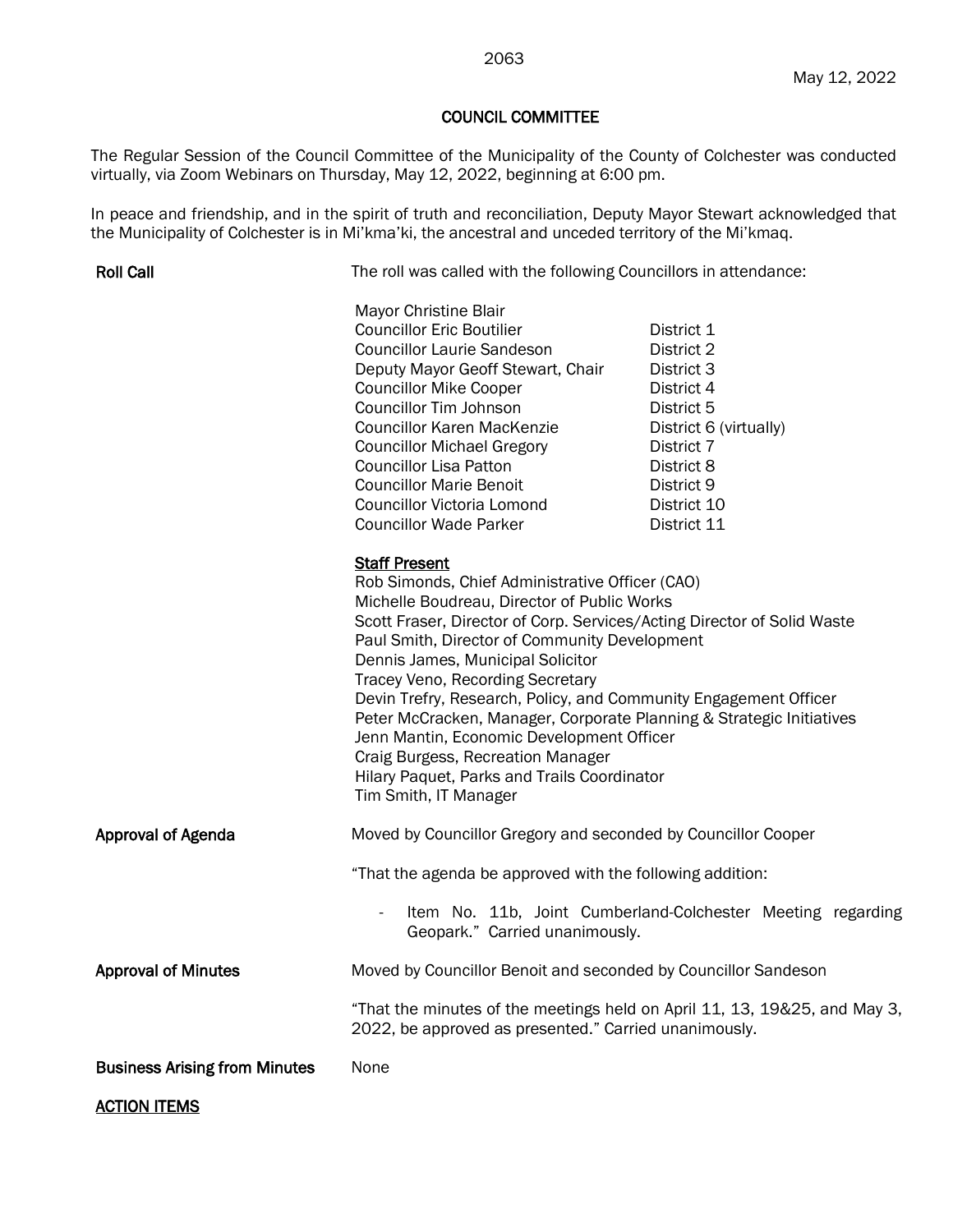May 12, 2022

# COUNCIL COMMITTEE

The Regular Session of the Council Committee of the Municipality of the County of Colchester was conducted virtually, via Zoom Webinars on Thursday, May 12, 2022, beginning at 6:00 pm.

In peace and friendship, and in the spirit of truth and reconciliation, Deputy Mayor Stewart acknowledged that the Municipality of Colchester is in Mi'kma'ki, the ancestral and unceded territory of the Mi'kmaq.

**Roll Call**

The roll was called with the following Councillors in attendance:

| | |
|---|---|
| Mayor Christine Blair | |
| Councillor Eric Boutilier | District 1 |
| Councillor Laurie Sandeson | District 2 |
| Deputy Mayor Geoff Stewart, Chair | District 3 |
| Councillor Mike Cooper | District 4 |
| Councillor Tim Johnson | District 5 |
| Councillor Karen MacKenzie | District 6 (virtually) |
| Councillor Michael Gregory | District 7 |
| Councillor Lisa Patton | District 8 |
| Councillor Marie Benoit | District 9 |
| Councillor Victoria Lomond | District 10 |
| Councillor Wade Parker | District 11 |

**Staff Present**

Rob Simonds, Chief Administrative Officer (CAO)
Michelle Boudreau, Director of Public Works
Scott Fraser, Director of Corp. Services/Acting Director of Solid Waste
Paul Smith, Director of Community Development
Dennis James, Municipal Solicitor
Tracey Veno, Recording Secretary
Devin Trefry, Research, Policy, and Community Engagement Officer
Peter McCracken, Manager, Corporate Planning & Strategic Initiatives
Jenn Mantin, Economic Development Officer
Craig Burgess, Recreation Manager
Hilary Paquet, Parks and Trails Coordinator
Tim Smith, IT Manager

**Approval of Agenda**

Moved by Councillor Gregory and seconded by Councillor Cooper

"That the agenda be approved with the following addition:

- Item No. 11b, Joint Cumberland-Colchester Meeting regarding Geopark." Carried unanimously.

**Approval of Minutes**

Moved by Councillor Benoit and seconded by Councillor Sandeson

"That the minutes of the meetings held on April 11, 13, 19&25, and May 3, 2022, be approved as presented." Carried unanimously.

**Business Arising from Minutes**

None

## ACTION ITEMS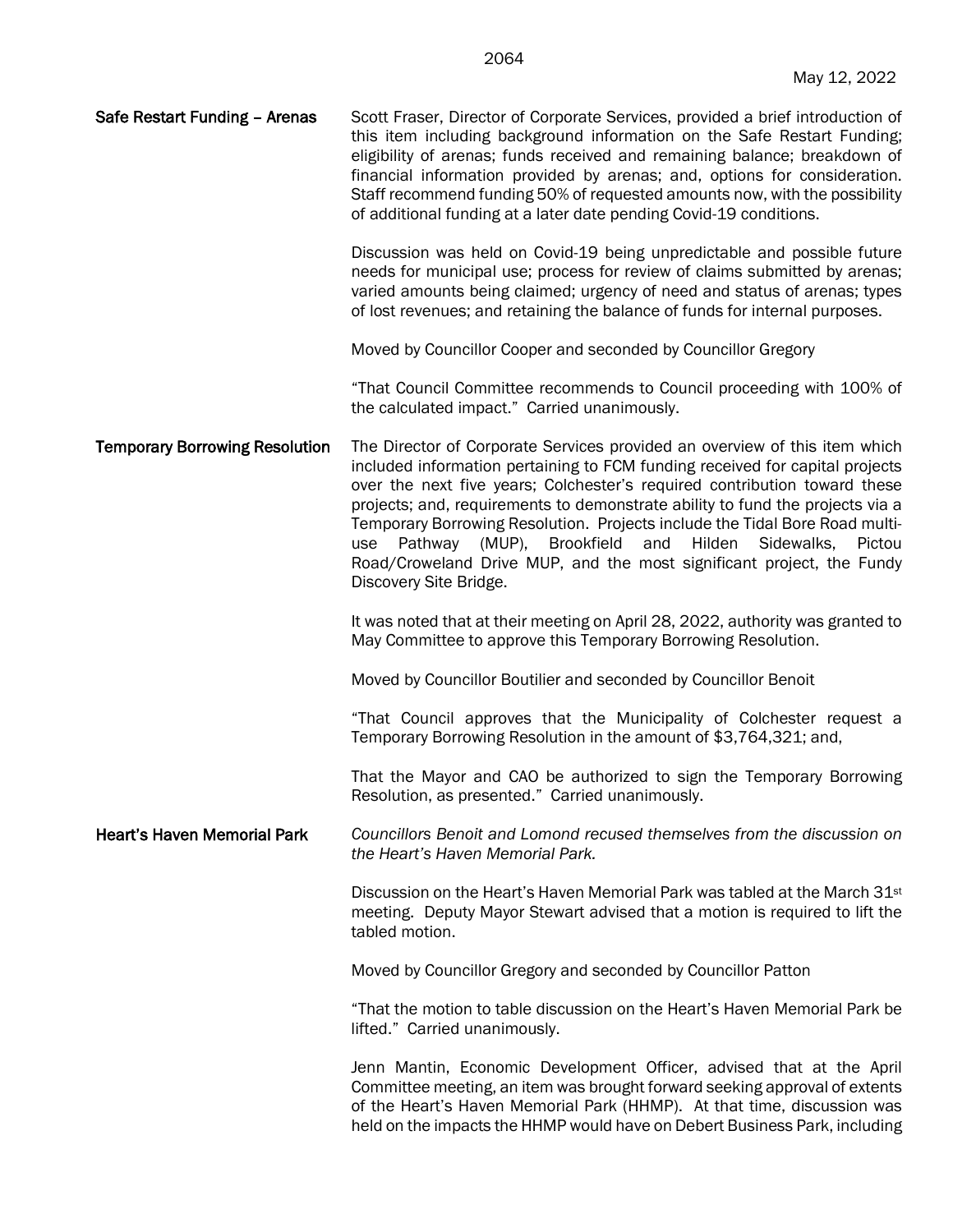May 12, 2022

**Safe Restart Funding – Arenas**

Scott Fraser, Director of Corporate Services, provided a brief introduction of this item including background information on the Safe Restart Funding; eligibility of arenas; funds received and remaining balance; breakdown of financial information provided by arenas; and, options for consideration. Staff recommend funding 50% of requested amounts now, with the possibility of additional funding at a later date pending Covid-19 conditions.

Discussion was held on Covid-19 being unpredictable and possible future needs for municipal use; process for review of claims submitted by arenas; varied amounts being claimed; urgency of need and status of arenas; types of lost revenues; and retaining the balance of funds for internal purposes.

Moved by Councillor Cooper and seconded by Councillor Gregory

"That Council Committee recommends to Council proceeding with 100% of the calculated impact." Carried unanimously.

**Temporary Borrowing Resolution**

The Director of Corporate Services provided an overview of this item which included information pertaining to FCM funding received for capital projects over the next five years; Colchester's required contribution toward these projects; and, requirements to demonstrate ability to fund the projects via a Temporary Borrowing Resolution. Projects include the Tidal Bore Road multi-use Pathway (MUP), Brookfield and Hilden Sidewalks, Pictou Road/Croweland Drive MUP, and the most significant project, the Fundy Discovery Site Bridge.

It was noted that at their meeting on April 28, 2022, authority was granted to May Committee to approve this Temporary Borrowing Resolution.

Moved by Councillor Boutilier and seconded by Councillor Benoit

"That Council approves that the Municipality of Colchester request a Temporary Borrowing Resolution in the amount of $3,764,321; and,

That the Mayor and CAO be authorized to sign the Temporary Borrowing Resolution, as presented." Carried unanimously.

**Heart's Haven Memorial Park**

*Councillors Benoit and Lomond recused themselves from the discussion on the Heart's Haven Memorial Park.*

Discussion on the Heart's Haven Memorial Park was tabled at the March 31st meeting. Deputy Mayor Stewart advised that a motion is required to lift the tabled motion.

Moved by Councillor Gregory and seconded by Councillor Patton

"That the motion to table discussion on the Heart's Haven Memorial Park be lifted." Carried unanimously.

Jenn Mantin, Economic Development Officer, advised that at the April Committee meeting, an item was brought forward seeking approval of extents of the Heart's Haven Memorial Park (HHMP). At that time, discussion was held on the impacts the HHMP would have on Debert Business Park, including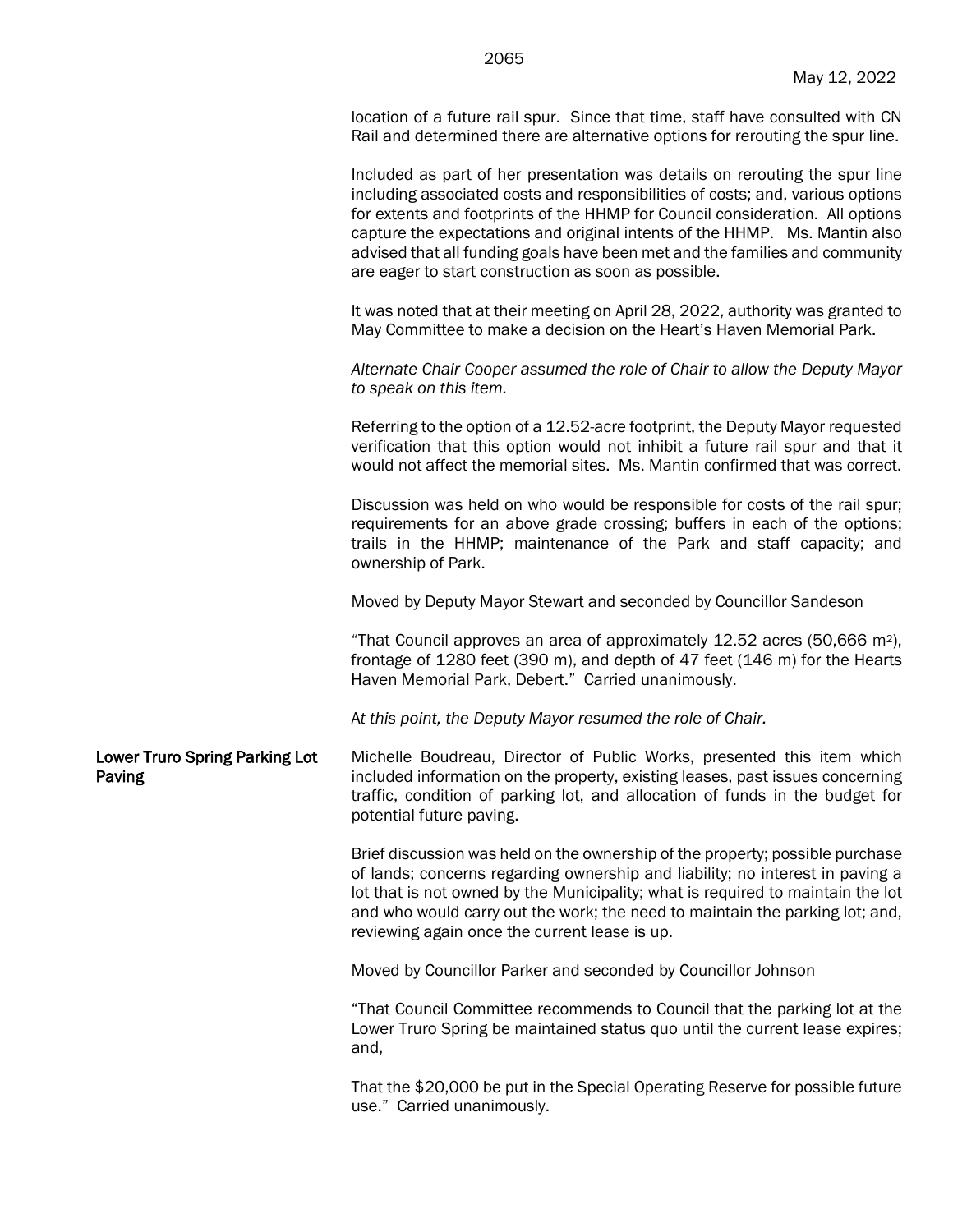location of a future rail spur. Since that time, staff have consulted with CN Rail and determined there are alternative options for rerouting the spur line.

Included as part of her presentation was details on rerouting the spur line including associated costs and responsibilities of costs; and, various options for extents and footprints of the HHMP for Council consideration. All options capture the expectations and original intents of the HHMP. Ms. Mantin also advised that all funding goals have been met and the families and community are eager to start construction as soon as possible.

It was noted that at their meeting on April 28, 2022, authority was granted to May Committee to make a decision on the Heart's Haven Memorial Park.

*Alternate Chair Cooper assumed the role of Chair to allow the Deputy Mayor to speak on this item.*

Referring to the option of a 12.52-acre footprint, the Deputy Mayor requested verification that this option would not inhibit a future rail spur and that it would not affect the memorial sites. Ms. Mantin confirmed that was correct.

Discussion was held on who would be responsible for costs of the rail spur; requirements for an above grade crossing; buffers in each of the options; trails in the HHMP; maintenance of the Park and staff capacity; and ownership of Park.

Moved by Deputy Mayor Stewart and seconded by Councillor Sandeson

"That Council approves an area of approximately 12.52 acres (50,666 $m^2$), frontage of 1280 feet (390 m), and depth of 47 feet (146 m) for the Hearts Haven Memorial Park, Debert." Carried unanimously.

*At this point, the Deputy Mayor resumed the role of Chair.*

**Lower Truro Spring Parking Lot Paving**

Michelle Boudreau, Director of Public Works, presented this item which included information on the property, existing leases, past issues concerning traffic, condition of parking lot, and allocation of funds in the budget for potential future paving.

Brief discussion was held on the ownership of the property; possible purchase of lands; concerns regarding ownership and liability; no interest in paving a lot that is not owned by the Municipality; what is required to maintain the lot and who would carry out the work; the need to maintain the parking lot; and, reviewing again once the current lease is up.

Moved by Councillor Parker and seconded by Councillor Johnson

"That Council Committee recommends to Council that the parking lot at the Lower Truro Spring be maintained status quo until the current lease expires; and,

That the $20,000 be put in the Special Operating Reserve for possible future use." Carried unanimously.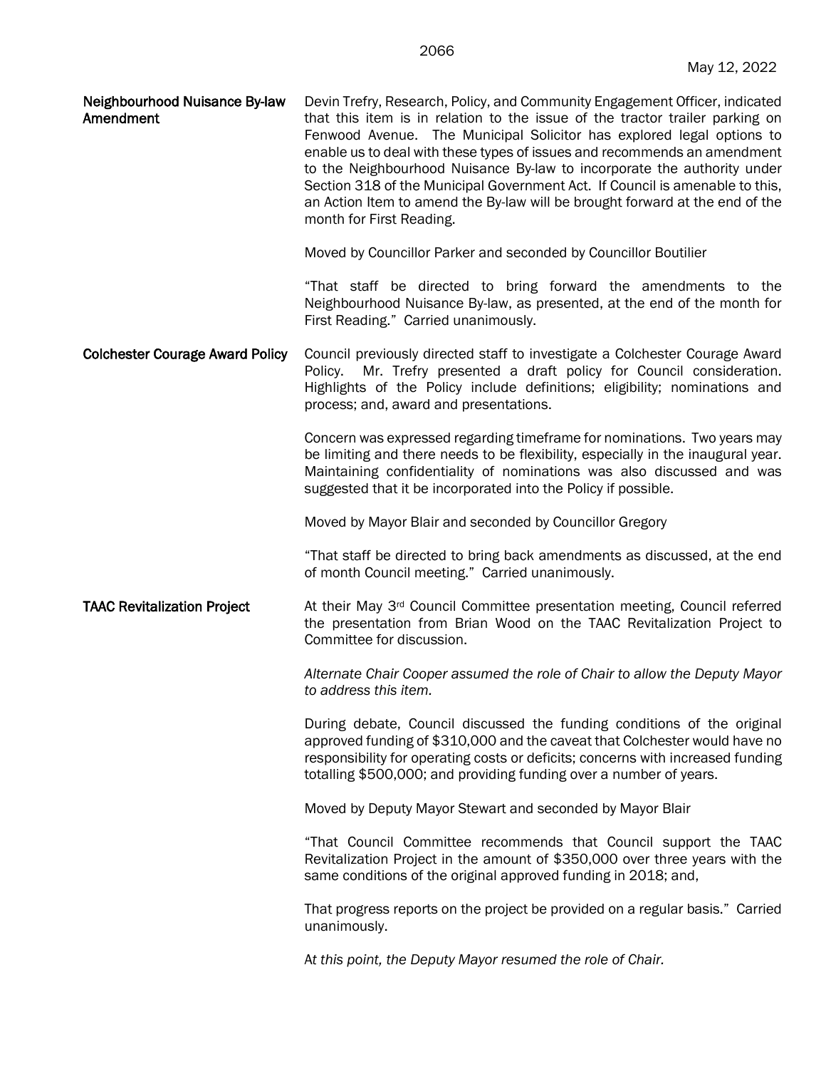**Neighbourhood Nuisance By-law Amendment**

Devin Trefry, Research, Policy, and Community Engagement Officer, indicated that this item is in relation to the issue of the tractor trailer parking on Fenwood Avenue. The Municipal Solicitor has explored legal options to enable us to deal with these types of issues and recommends an amendment to the Neighbourhood Nuisance By-law to incorporate the authority under Section 318 of the Municipal Government Act. If Council is amenable to this, an Action Item to amend the By-law will be brought forward at the end of the month for First Reading.

Moved by Councillor Parker and seconded by Councillor Boutilier

"That staff be directed to bring forward the amendments to the Neighbourhood Nuisance By-law, as presented, at the end of the month for First Reading." Carried unanimously.

**Colchester Courage Award Policy**

Council previously directed staff to investigate a Colchester Courage Award Policy. Mr. Trefry presented a draft policy for Council consideration. Highlights of the Policy include definitions; eligibility; nominations and process; and, award and presentations.

Concern was expressed regarding timeframe for nominations. Two years may be limiting and there needs to be flexibility, especially in the inaugural year. Maintaining confidentiality of nominations was also discussed and was suggested that it be incorporated into the Policy if possible.

Moved by Mayor Blair and seconded by Councillor Gregory

"That staff be directed to bring back amendments as discussed, at the end of month Council meeting." Carried unanimously.

**TAAC Revitalization Project**

At their May 3rd Council Committee presentation meeting, Council referred the presentation from Brian Wood on the TAAC Revitalization Project to Committee for discussion.

*Alternate Chair Cooper assumed the role of Chair to allow the Deputy Mayor to address this item.*

During debate, Council discussed the funding conditions of the original approved funding of $310,000 and the caveat that Colchester would have no responsibility for operating costs or deficits; concerns with increased funding totalling $500,000; and providing funding over a number of years.

Moved by Deputy Mayor Stewart and seconded by Mayor Blair

"That Council Committee recommends that Council support the TAAC Revitalization Project in the amount of $350,000 over three years with the same conditions of the original approved funding in 2018; and,

That progress reports on the project be provided on a regular basis." Carried unanimously.

*At this point, the Deputy Mayor resumed the role of Chair.*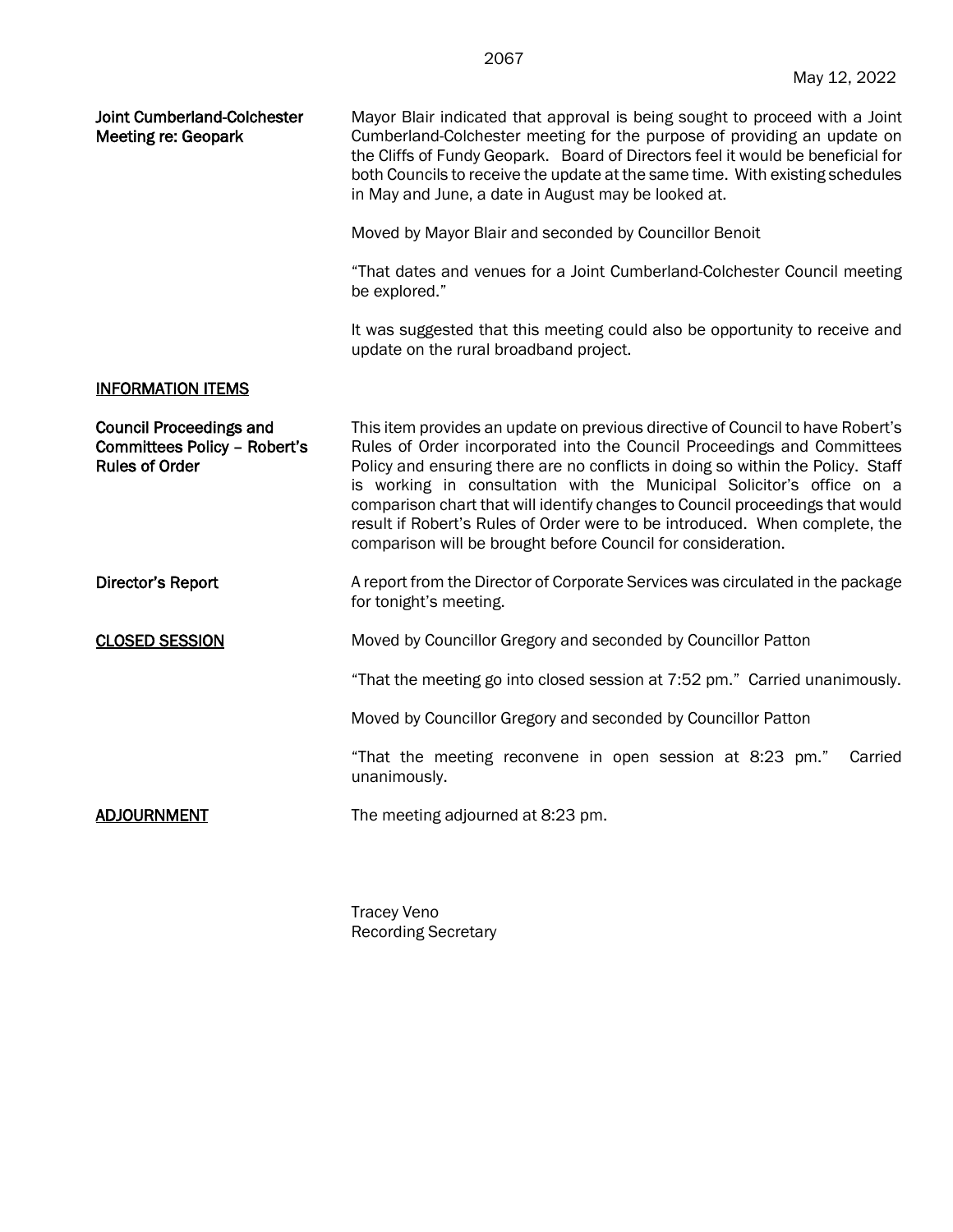May 12, 2022

**Joint Cumberland-Colchester Meeting re: Geopark**

Mayor Blair indicated that approval is being sought to proceed with a Joint Cumberland-Colchester meeting for the purpose of providing an update on the Cliffs of Fundy Geopark. Board of Directors feel it would be beneficial for both Councils to receive the update at the same time. With existing schedules in May and June, a date in August may be looked at.

Moved by Mayor Blair and seconded by Councillor Benoit

"That dates and venues for a Joint Cumberland-Colchester Council meeting be explored."

It was suggested that this meeting could also be opportunity to receive and update on the rural broadband project.

## INFORMATION ITEMS

**Council Proceedings and Committees Policy – Robert's Rules of Order**

This item provides an update on previous directive of Council to have Robert's Rules of Order incorporated into the Council Proceedings and Committees Policy and ensuring there are no conflicts in doing so within the Policy. Staff is working in consultation with the Municipal Solicitor's office on a comparison chart that will identify changes to Council proceedings that would result if Robert's Rules of Order were to be introduced. When complete, the comparison will be brought before Council for consideration.

**Director's Report**

A report from the Director of Corporate Services was circulated in the package for tonight's meeting.

## CLOSED SESSION

Moved by Councillor Gregory and seconded by Councillor Patton

"That the meeting go into closed session at 7:52 pm." Carried unanimously.

Moved by Councillor Gregory and seconded by Councillor Patton

"That the meeting reconvene in open session at 8:23 pm." Carried unanimously.

## ADJOURNMENT

The meeting adjourned at 8:23 pm.

Tracey Veno
Recording Secretary